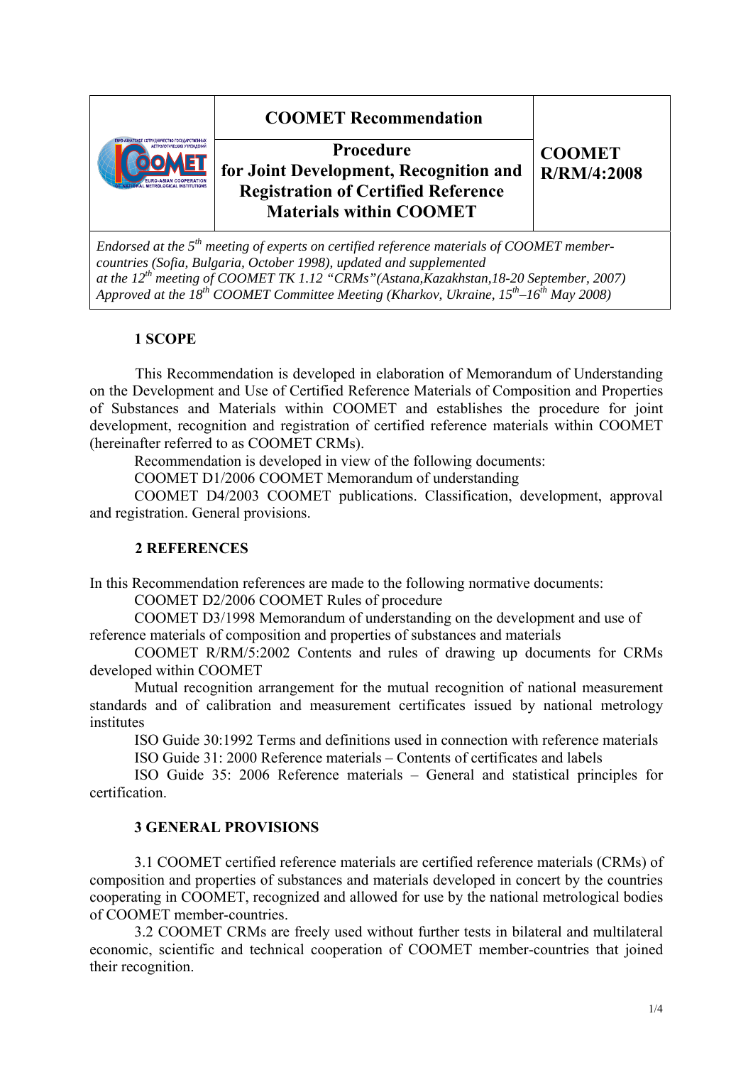| | COOMET Recommendation | COOMET R/RM/4:2008 |
|---|---|---|
| | **Procedure for Joint Development, Recognition and Registration of Certified Reference Materials within COOMET** | |

*Endorsed at the 5th meeting of experts on certified reference materials of COOMET member-countries (Sofia, Bulgaria, October 1998), updated and supplemented at the 12th meeting of COOMET TK 1.12 "CRMs"(Astana,Kazakhstan,18-20 September, 2007) Approved at the 18th COOMET Committee Meeting (Kharkov, Ukraine, 15th–16th May 2008)*

## 1 SCOPE

This Recommendation is developed in elaboration of Memorandum of Understanding on the Development and Use of Certified Reference Materials of Composition and Properties of Substances and Materials within COOMET and establishes the procedure for joint development, recognition and registration of certified reference materials within COOMET (hereinafter referred to as COOMET CRMs).

Recommendation is developed in view of the following documents:

COOMET D1/2006 COOMET Memorandum of understanding

COOMET D4/2003 COOMET publications. Classification, development, approval and registration. General provisions.

## 2 REFERENCES

In this Recommendation references are made to the following normative documents:

COOMET D2/2006 COOMET Rules of procedure

COOMET D3/1998 Memorandum of understanding on the development and use of reference materials of composition and properties of substances and materials

COOMET R/RM/5:2002 Contents and rules of drawing up documents for CRMs developed within COOMET

Mutual recognition arrangement for the mutual recognition of national measurement standards and of calibration and measurement certificates issued by national metrology institutes

ISO Guide 30:1992 Terms and definitions used in connection with reference materials

ISO Guide 31: 2000 Reference materials – Contents of certificates and labels

ISO Guide 35: 2006 Reference materials – General and statistical principles for certification.

## 3 GENERAL PROVISIONS

3.1 COOMET certified reference materials are certified reference materials (CRMs) of composition and properties of substances and materials developed in concert by the countries cooperating in COOMET, recognized and allowed for use by the national metrological bodies of COOMET member-countries.

3.2 COOMET CRMs are freely used without further tests in bilateral and multilateral economic, scientific and technical cooperation of COOMET member-countries that joined their recognition.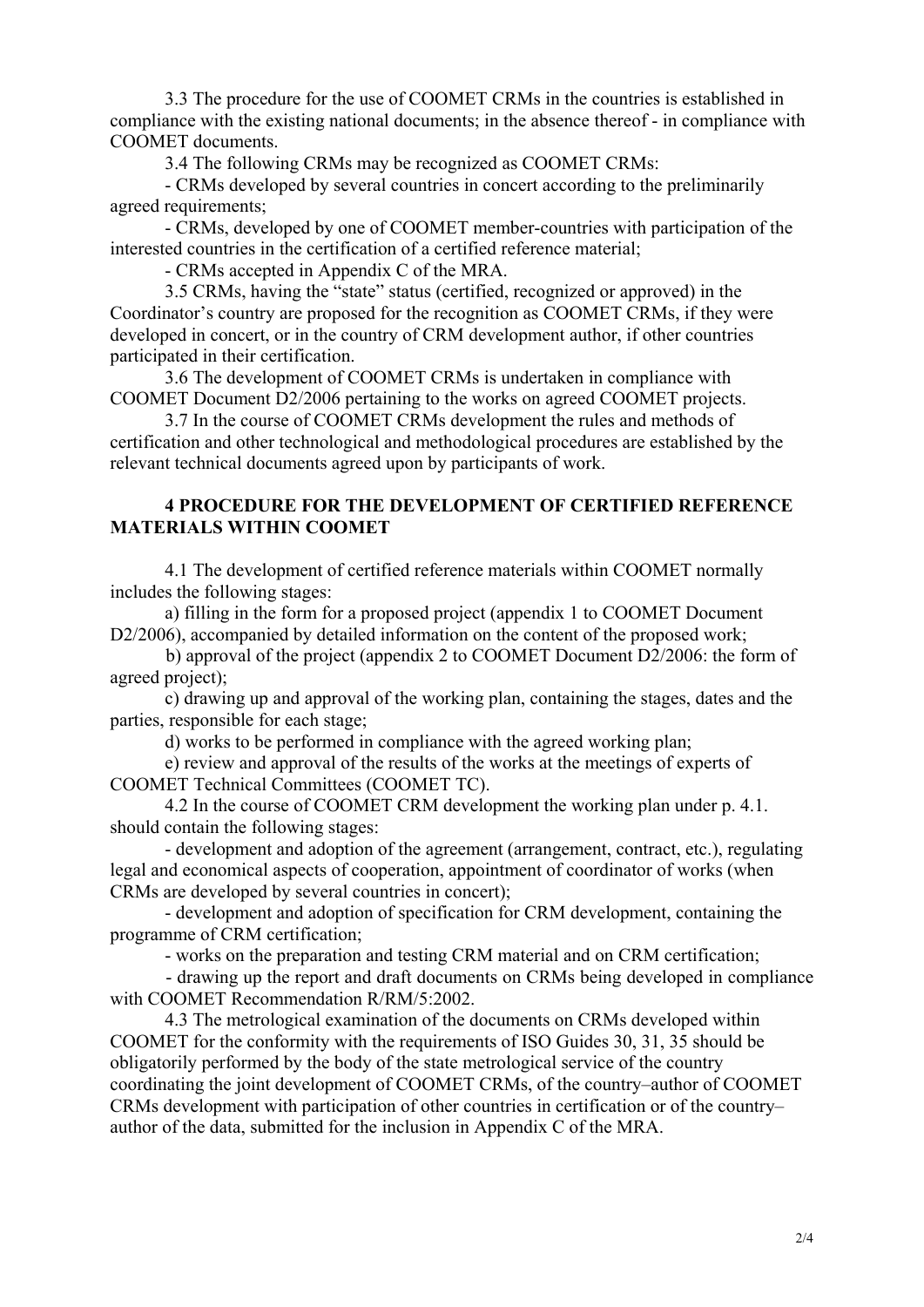3.3 The procedure for the use of COOMET CRMs in the countries is established in compliance with the existing national documents; in the absence thereof - in compliance with COOMET documents.

3.4 The following CRMs may be recognized as COOMET CRMs:

- CRMs developed by several countries in concert according to the preliminarily agreed requirements;
- CRMs, developed by one of COOMET member-countries with participation of the interested countries in the certification of a certified reference material;
- CRMs accepted in Appendix C of the MRA.

3.5 CRMs, having the "state" status (certified, recognized or approved) in the Coordinator's country are proposed for the recognition as COOMET CRMs, if they were developed in concert, or in the country of CRM development author, if other countries participated in their certification.

3.6 The development of COOMET CRMs is undertaken in compliance with COOMET Document D2/2006 pertaining to the works on agreed COOMET projects.

3.7 In the course of COOMET CRMs development the rules and methods of certification and other technological and methodological procedures are established by the relevant technical documents agreed upon by participants of work.

## 4 PROCEDURE FOR THE DEVELOPMENT OF CERTIFIED REFERENCE MATERIALS WITHIN COOMET

4.1 The development of certified reference materials within COOMET normally includes the following stages:

a) filling in the form for a proposed project (appendix 1 to COOMET Document D2/2006), accompanied by detailed information on the content of the proposed work;

b) approval of the project (appendix 2 to COOMET Document D2/2006: the form of agreed project);

c) drawing up and approval of the working plan, containing the stages, dates and the parties, responsible for each stage;

d) works to be performed in compliance with the agreed working plan;

e) review and approval of the results of the works at the meetings of experts of COOMET Technical Committees (COOMET TC).

4.2 In the course of COOMET CRM development the working plan under p. 4.1. should contain the following stages:

- development and adoption of the agreement (arrangement, contract, etc.), regulating legal and economical aspects of cooperation, appointment of coordinator of works (when CRMs are developed by several countries in concert);
- development and adoption of specification for CRM development, containing the programme of CRM certification;
- works on the preparation and testing CRM material and on CRM certification;
- drawing up the report and draft documents on CRMs being developed in compliance with COOMET Recommendation R/RM/5:2002.

4.3 The metrological examination of the documents on CRMs developed within COOMET for the conformity with the requirements of ISO Guides 30, 31, 35 should be obligatorily performed by the body of the state metrological service of the country coordinating the joint development of COOMET CRMs, of the country–author of COOMET CRMs development with participation of other countries in certification or of the country–author of the data, submitted for the inclusion in Appendix C of the MRA.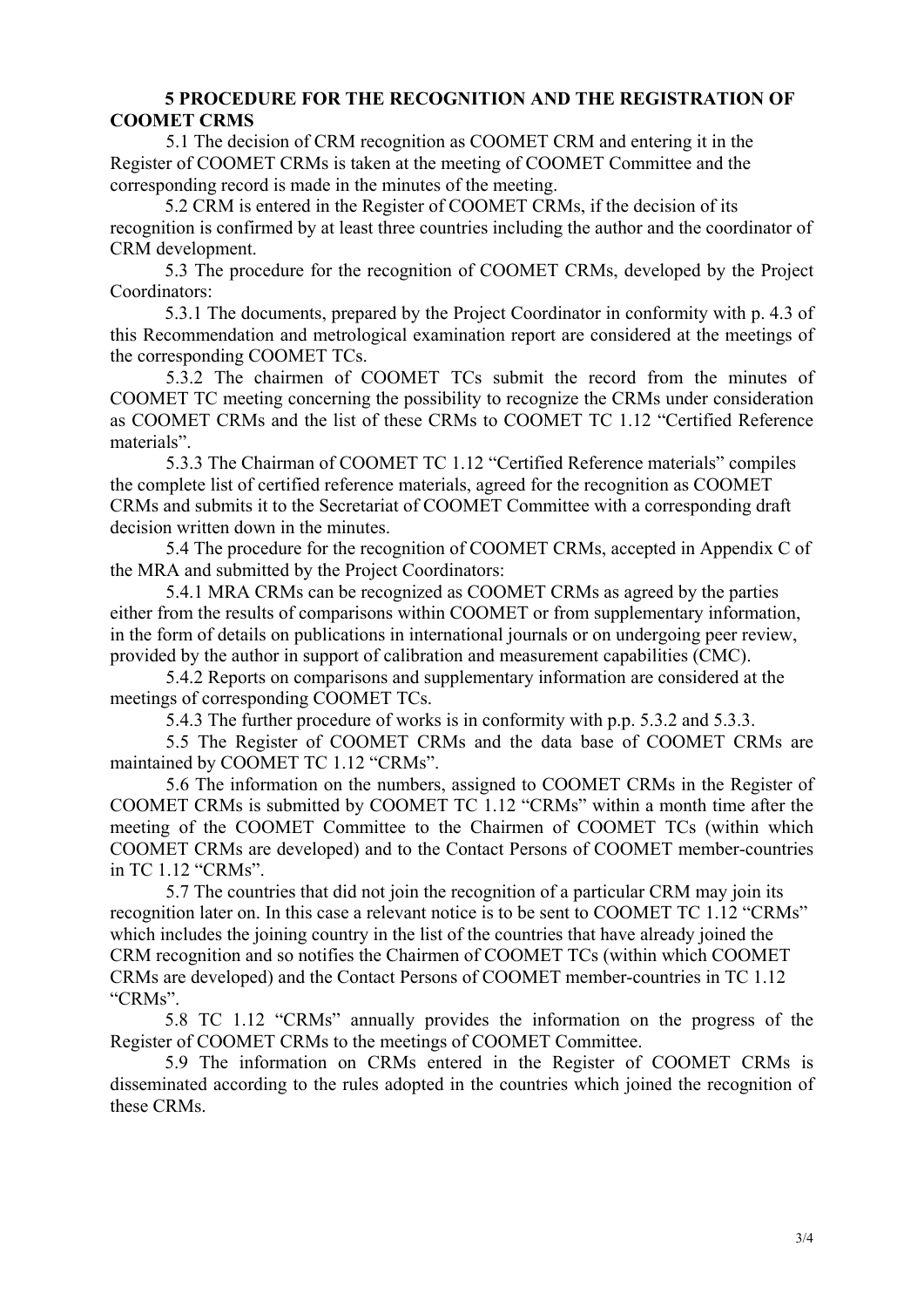## 5 PROCEDURE FOR THE RECOGNITION AND THE REGISTRATION OF COOMET CRMS

5.1 The decision of CRM recognition as COOMET CRM and entering it in the Register of COOMET CRMs is taken at the meeting of COOMET Committee and the corresponding record is made in the minutes of the meeting.

5.2 CRM is entered in the Register of COOMET CRMs, if the decision of its recognition is confirmed by at least three countries including the author and the coordinator of CRM development.

5.3 The procedure for the recognition of COOMET CRMs, developed by the Project Coordinators:

5.3.1 The documents, prepared by the Project Coordinator in conformity with p. 4.3 of this Recommendation and metrological examination report are considered at the meetings of the corresponding COOMET TCs.

5.3.2 The chairmen of COOMET TCs submit the record from the minutes of COOMET TC meeting concerning the possibility to recognize the CRMs under consideration as COOMET CRMs and the list of these CRMs to COOMET TC 1.12 "Certified Reference materials".

5.3.3 The Chairman of COOMET TC 1.12 "Certified Reference materials" compiles the complete list of certified reference materials, agreed for the recognition as COOMET CRMs and submits it to the Secretariat of COOMET Committee with a corresponding draft decision written down in the minutes.

5.4 The procedure for the recognition of COOMET CRMs, accepted in Appendix C of the MRA and submitted by the Project Coordinators:

5.4.1 MRA CRMs can be recognized as COOMET CRMs as agreed by the parties either from the results of comparisons within COOMET or from supplementary information, in the form of details on publications in international journals or on undergoing peer review, provided by the author in support of calibration and measurement capabilities (CMC).

5.4.2 Reports on comparisons and supplementary information are considered at the meetings of corresponding COOMET TCs.

5.4.3 The further procedure of works is in conformity with p.p. 5.3.2 and 5.3.3.

5.5 The Register of COOMET CRMs and the data base of COOMET CRMs are maintained by COOMET TC 1.12 "CRMs".

5.6 The information on the numbers, assigned to COOMET CRMs in the Register of COOMET CRMs is submitted by COOMET TC 1.12 "CRMs" within a month time after the meeting of the COOMET Committee to the Chairmen of COOMET TCs (within which COOMET CRMs are developed) and to the Contact Persons of COOMET member-countries in TC 1.12 "CRMs".

5.7 The countries that did not join the recognition of a particular CRM may join its recognition later on. In this case a relevant notice is to be sent to COOMET TC 1.12 "CRMs" which includes the joining country in the list of the countries that have already joined the CRM recognition and so notifies the Chairmen of COOMET TCs (within which COOMET CRMs are developed) and the Contact Persons of COOMET member-countries in TC 1.12 "CRMs".

5.8 TC 1.12 "CRMs" annually provides the information on the progress of the Register of COOMET CRMs to the meetings of COOMET Committee.

5.9 The information on CRMs entered in the Register of COOMET CRMs is disseminated according to the rules adopted in the countries which joined the recognition of these CRMs.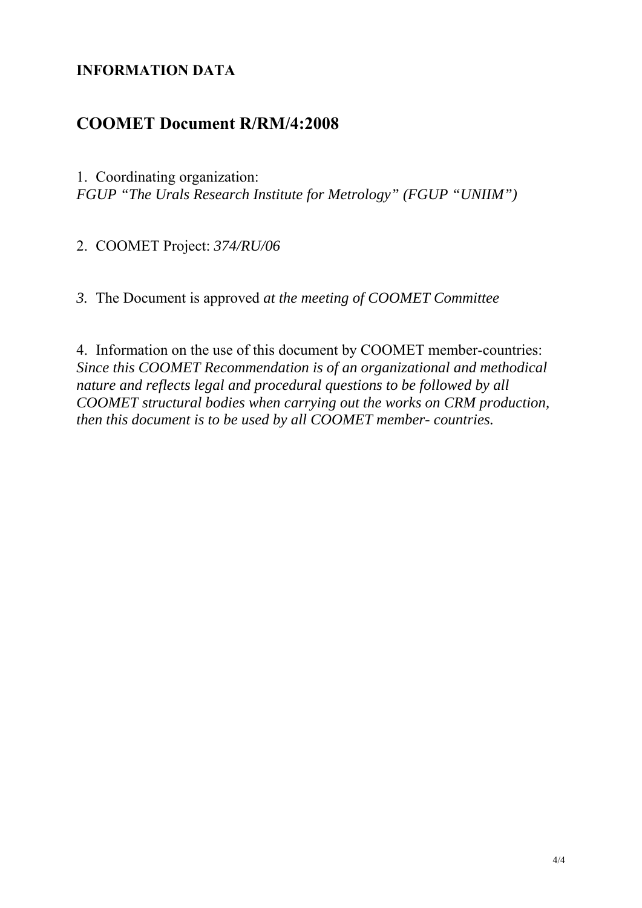**INFORMATION DATA**

## COOMET Document R/RM/4:2008

1. Coordinating organization:
*FGUP "The Urals Research Institute for Metrology" (FGUP "UNIIM")*

2. COOMET Project: *374/RU/06*

*3.* The Document is approved *at the meeting of COOMET Committee*

4. Information on the use of this document by COOMET member-countries:
*Since this COOMET Recommendation is of an organizational and methodical nature and reflects legal and procedural questions to be followed by all COOMET structural bodies when carrying out the works on CRM production, then this document is to be used by all COOMET member- countries.*